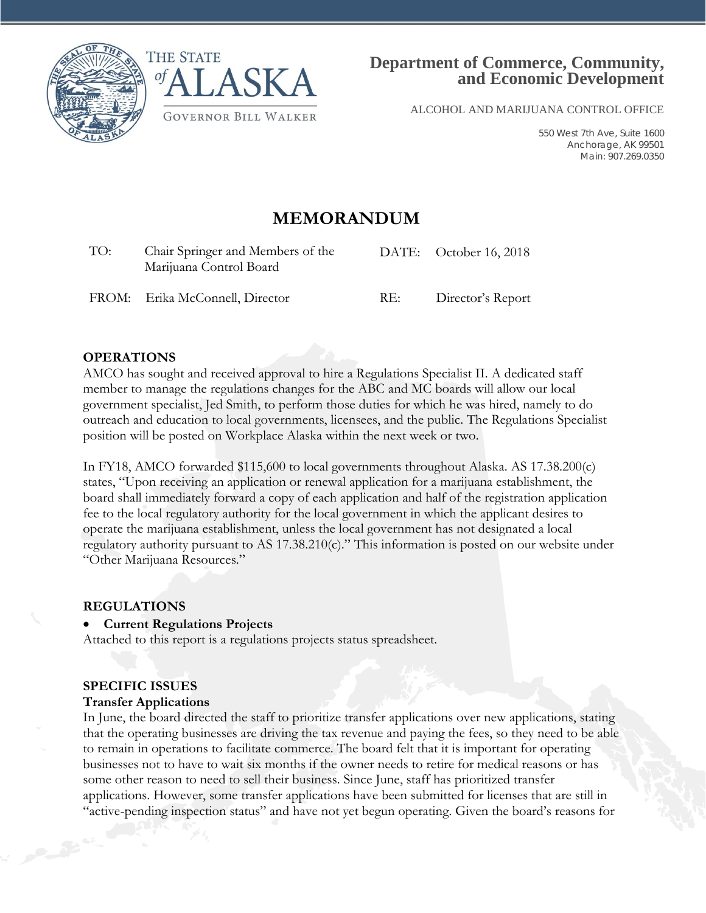THE STATE of ALASKA

GOVERNOR BILL WALKER

**Department of Commerce, Community, and Economic Development**

ALCOHOL AND MARIJUANA CONTROL OFFICE

550 West 7th Ave, Suite 1600
Anchorage, AK 99501
Main: 907.269.0350

# MEMORANDUM

| | | | |
|---|---|---|---|
| TO: | Chair Springer and Members of the Marijuana Control Board | DATE: | October 16, 2018 |
| FROM: | Erika McConnell, Director | RE: | Director's Report |

## OPERATIONS

AMCO has sought and received approval to hire a Regulations Specialist II. A dedicated staff member to manage the regulations changes for the ABC and MC boards will allow our local government specialist, Jed Smith, to perform those duties for which he was hired, namely to do outreach and education to local governments, licensees, and the public. The Regulations Specialist position will be posted on Workplace Alaska within the next week or two.

In FY18, AMCO forwarded $115,600 to local governments throughout Alaska. AS 17.38.200(c) states, "Upon receiving an application or renewal application for a marijuana establishment, the board shall immediately forward a copy of each application and half of the registration application fee to the local regulatory authority for the local government in which the applicant desires to operate the marijuana establishment, unless the local government has not designated a local regulatory authority pursuant to AS 17.38.210(c)." This information is posted on our website under "Other Marijuana Resources."

## REGULATIONS

- **Current Regulations Projects**

Attached to this report is a regulations projects status spreadsheet.

## SPECIFIC ISSUES

### Transfer Applications

In June, the board directed the staff to prioritize transfer applications over new applications, stating that the operating businesses are driving the tax revenue and paying the fees, so they need to be able to remain in operations to facilitate commerce. The board felt that it is important for operating businesses not to have to wait six months if the owner needs to retire for medical reasons or has some other reason to need to sell their business. Since June, staff has prioritized transfer applications. However, some transfer applications have been submitted for licenses that are still in "active-pending inspection status" and have not yet begun operating. Given the board's reasons for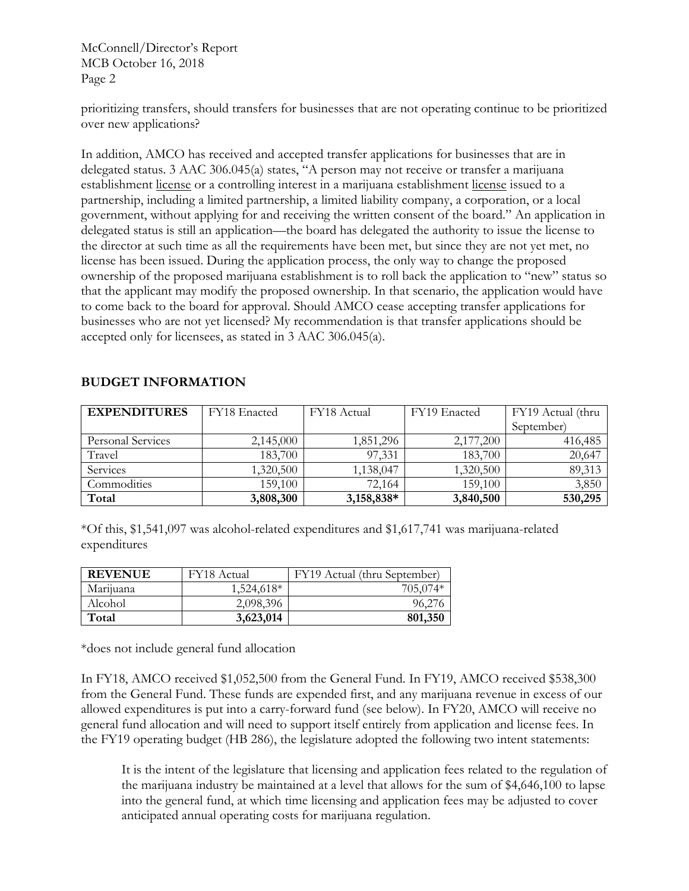prioritizing transfers, should transfers for businesses that are not operating continue to be prioritized over new applications?

In addition, AMCO has received and accepted transfer applications for businesses that are in delegated status. 3 AAC 306.045(a) states, "A person may not receive or transfer a marijuana establishment license or a controlling interest in a marijuana establishment license issued to a partnership, including a limited partnership, a limited liability company, a corporation, or a local government, without applying for and receiving the written consent of the board." An application in delegated status is still an application—the board has delegated the authority to issue the license to the director at such time as all the requirements have been met, but since they are not yet met, no license has been issued. During the application process, the only way to change the proposed ownership of the proposed marijuana establishment is to roll back the application to "new" status so that the applicant may modify the proposed ownership. In that scenario, the application would have to come back to the board for approval. Should AMCO cease accepting transfer applications for businesses who are not yet licensed? My recommendation is that transfer applications should be accepted only for licensees, as stated in 3 AAC 306.045(a).

## BUDGET INFORMATION

| **EXPENDITURES** | FY18 Enacted | FY18 Actual | FY19 Enacted | FY19 Actual (thru September) |
|---|---|---|---|---|
| Personal Services | 2,145,000 | 1,851,296 | 2,177,200 | 416,485 |
| Travel | 183,700 | 97,331 | 183,700 | 20,647 |
| Services | 1,320,500 | 1,138,047 | 1,320,500 | 89,313 |
| Commodities | 159,100 | 72,164 | 159,100 | 3,850 |
| **Total** | **3,808,300** | **3,158,838*** | **3,840,500** | **530,295** |

*Of this, $1,541,097 was alcohol-related expenditures and $1,617,741 was marijuana-related expenditures

| **REVENUE** | FY18 Actual | FY19 Actual (thru September) |
|---|---|---|
| Marijuana | 1,524,618* | 705,074* |
| Alcohol | 2,098,396 | 96,276 |
| **Total** | **3,623,014** | **801,350** |

*does not include general fund allocation

In FY18, AMCO received $1,052,500 from the General Fund. In FY19, AMCO received $538,300 from the General Fund. These funds are expended first, and any marijuana revenue in excess of our allowed expenditures is put into a carry-forward fund (see below). In FY20, AMCO will receive no general fund allocation and will need to support itself entirely from application and license fees. In the FY19 operating budget (HB 286), the legislature adopted the following two intent statements:

> It is the intent of the legislature that licensing and application fees related to the regulation of the marijuana industry be maintained at a level that allows for the sum of $4,646,100 to lapse into the general fund, at which time licensing and application fees may be adjusted to cover anticipated annual operating costs for marijuana regulation.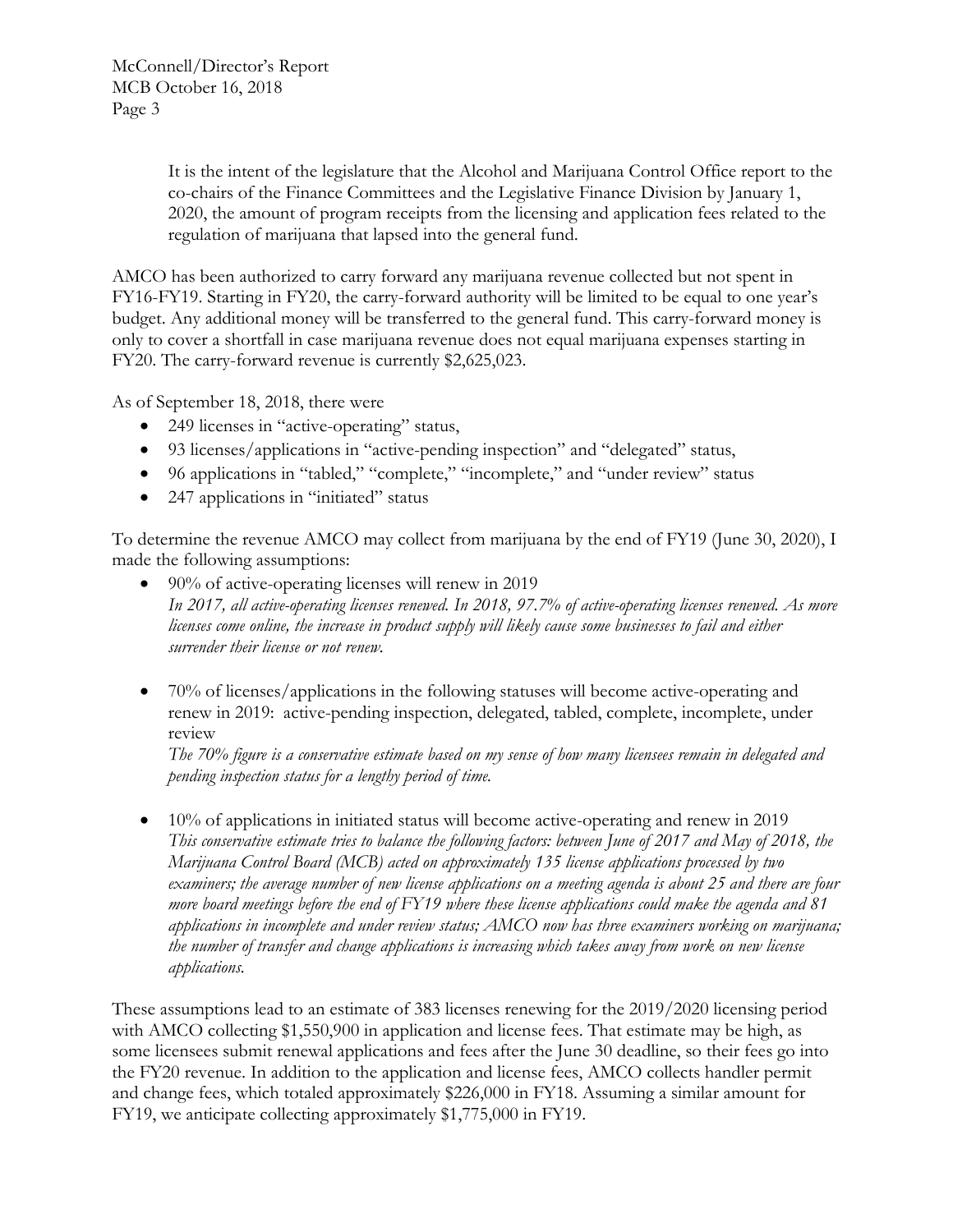> It is the intent of the legislature that the Alcohol and Marijuana Control Office report to the co-chairs of the Finance Committees and the Legislative Finance Division by January 1, 2020, the amount of program receipts from the licensing and application fees related to the regulation of marijuana that lapsed into the general fund.

AMCO has been authorized to carry forward any marijuana revenue collected but not spent in FY16-FY19. Starting in FY20, the carry-forward authority will be limited to be equal to one year's budget. Any additional money will be transferred to the general fund. This carry-forward money is only to cover a shortfall in case marijuana revenue does not equal marijuana expenses starting in FY20. The carry-forward revenue is currently $2,625,023.

As of September 18, 2018, there were

- 249 licenses in "active-operating" status,
- 93 licenses/applications in "active-pending inspection" and "delegated" status,
- 96 applications in "tabled," "complete," "incomplete," and "under review" status
- 247 applications in "initiated" status

To determine the revenue AMCO may collect from marijuana by the end of FY19 (June 30, 2020), I made the following assumptions:

- 90% of active-operating licenses will renew in 2019
  *In 2017, all active-operating licenses renewed. In 2018, 97.7% of active-operating licenses renewed. As more licenses come online, the increase in product supply will likely cause some businesses to fail and either surrender their license or not renew.*

- 70% of licenses/applications in the following statuses will become active-operating and renew in 2019: active-pending inspection, delegated, tabled, complete, incomplete, under review
  *The 70% figure is a conservative estimate based on my sense of how many licensees remain in delegated and pending inspection status for a lengthy period of time.*

- 10% of applications in initiated status will become active-operating and renew in 2019
  *This conservative estimate tries to balance the following factors: between June of 2017 and May of 2018, the Marijuana Control Board (MCB) acted on approximately 135 license applications processed by two examiners; the average number of new license applications on a meeting agenda is about 25 and there are four more board meetings before the end of FY19 where these license applications could make the agenda and 81 applications in incomplete and under review status; AMCO now has three examiners working on marijuana; the number of transfer and change applications is increasing which takes away from work on new license applications.*

These assumptions lead to an estimate of 383 licenses renewing for the 2019/2020 licensing period with AMCO collecting $1,550,900 in application and license fees. That estimate may be high, as some licensees submit renewal applications and fees after the June 30 deadline, so their fees go into the FY20 revenue. In addition to the application and license fees, AMCO collects handler permit and change fees, which totaled approximately $226,000 in FY18. Assuming a similar amount for FY19, we anticipate collecting approximately $1,775,000 in FY19.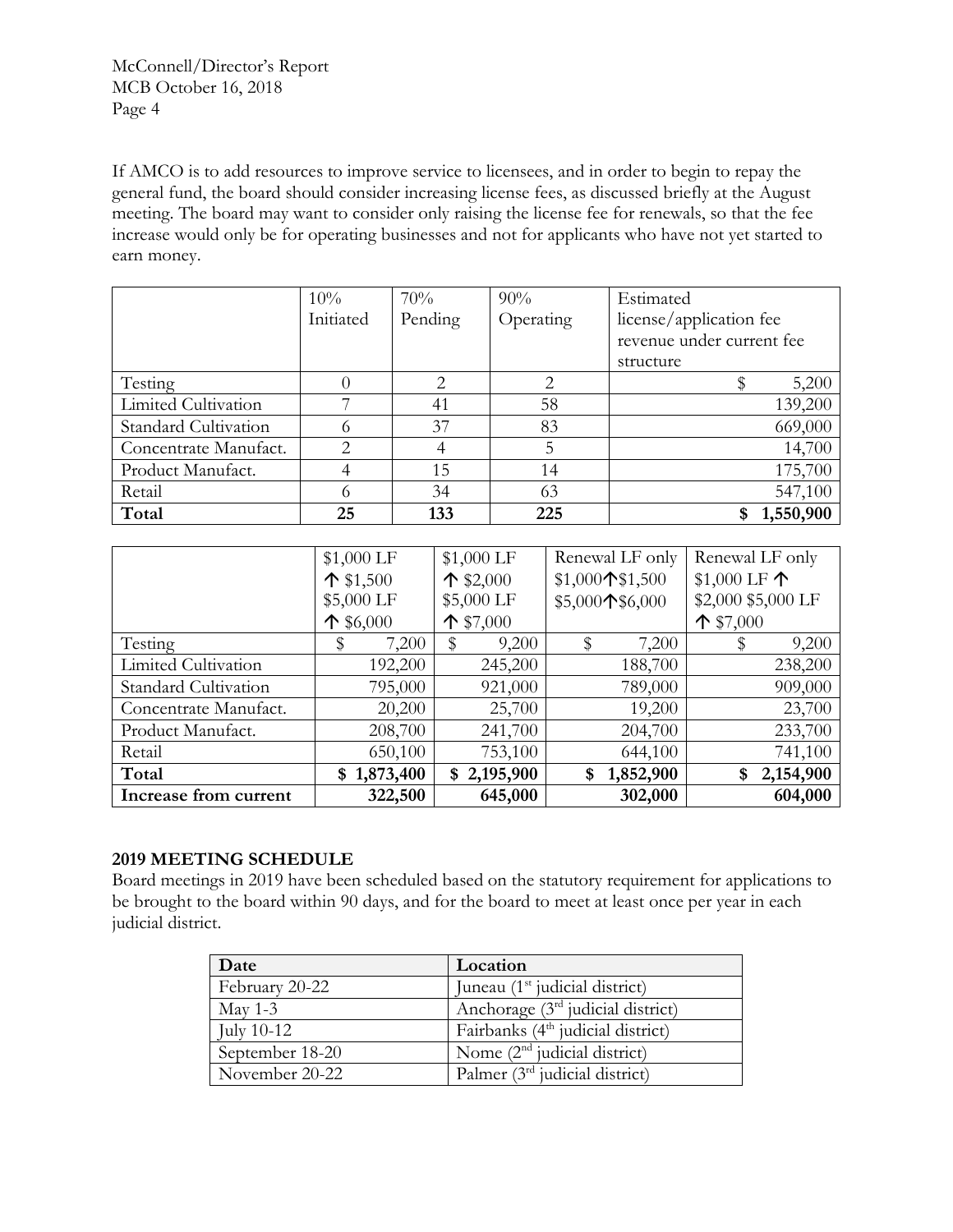If AMCO is to add resources to improve service to licensees, and in order to begin to repay the general fund, the board should consider increasing license fees, as discussed briefly at the August meeting. The board may want to consider only raising the license fee for renewals, so that the fee increase would only be for operating businesses and not for applicants who have not yet started to earn money.

| | 10% Initiated | 70% Pending | 90% Operating | Estimated license/application fee revenue under current fee structure |
|---|---|---|---|---|
| Testing | 0 | 2 | 2 | $ 5,200 |
| Limited Cultivation | 7 | 41 | 58 | 139,200 |
| Standard Cultivation | 6 | 37 | 83 | 669,000 |
| Concentrate Manufact. | 2 | 4 | 5 | 14,700 |
| Product Manufact. | 4 | 15 | 14 | 175,700 |
| Retail | 6 | 34 | 63 | 547,100 |
| **Total** | **25** | **133** | **225** | **$ 1,550,900** |

| | $1,000 LF ↑ $1,500 $5,000 LF ↑ $6,000 | $1,000 LF ↑ $2,000 $5,000 LF ↑ $7,000 | Renewal LF only $1,000↑$1,500 $5,000↑$6,000 | Renewal LF only $1,000 LF ↑ $2,000 $5,000 LF ↑ $7,000 |
|---|---|---|---|---|
| Testing | $ 7,200 | $ 9,200 | $ 7,200 | $ 9,200 |
| Limited Cultivation | 192,200 | 245,200 | 188,700 | 238,200 |
| Standard Cultivation | 795,000 | 921,000 | 789,000 | 909,000 |
| Concentrate Manufact. | 20,200 | 25,700 | 19,200 | 23,700 |
| Product Manufact. | 208,700 | 241,700 | 204,700 | 233,700 |
| Retail | 650,100 | 753,100 | 644,100 | 741,100 |
| **Total** | **$ 1,873,400** | **$ 2,195,900** | **$ 1,852,900** | **$ 2,154,900** |
| **Increase from current** | **322,500** | **645,000** | **302,000** | **604,000** |

## 2019 MEETING SCHEDULE

Board meetings in 2019 have been scheduled based on the statutory requirement for applications to be brought to the board within 90 days, and for the board to meet at least once per year in each judicial district.

| Date | Location |
|---|---|
| February 20-22 | Juneau (1st judicial district) |
| May 1-3 | Anchorage (3rd judicial district) |
| July 10-12 | Fairbanks (4th judicial district) |
| September 18-20 | Nome (2nd judicial district) |
| November 20-22 | Palmer (3rd judicial district) |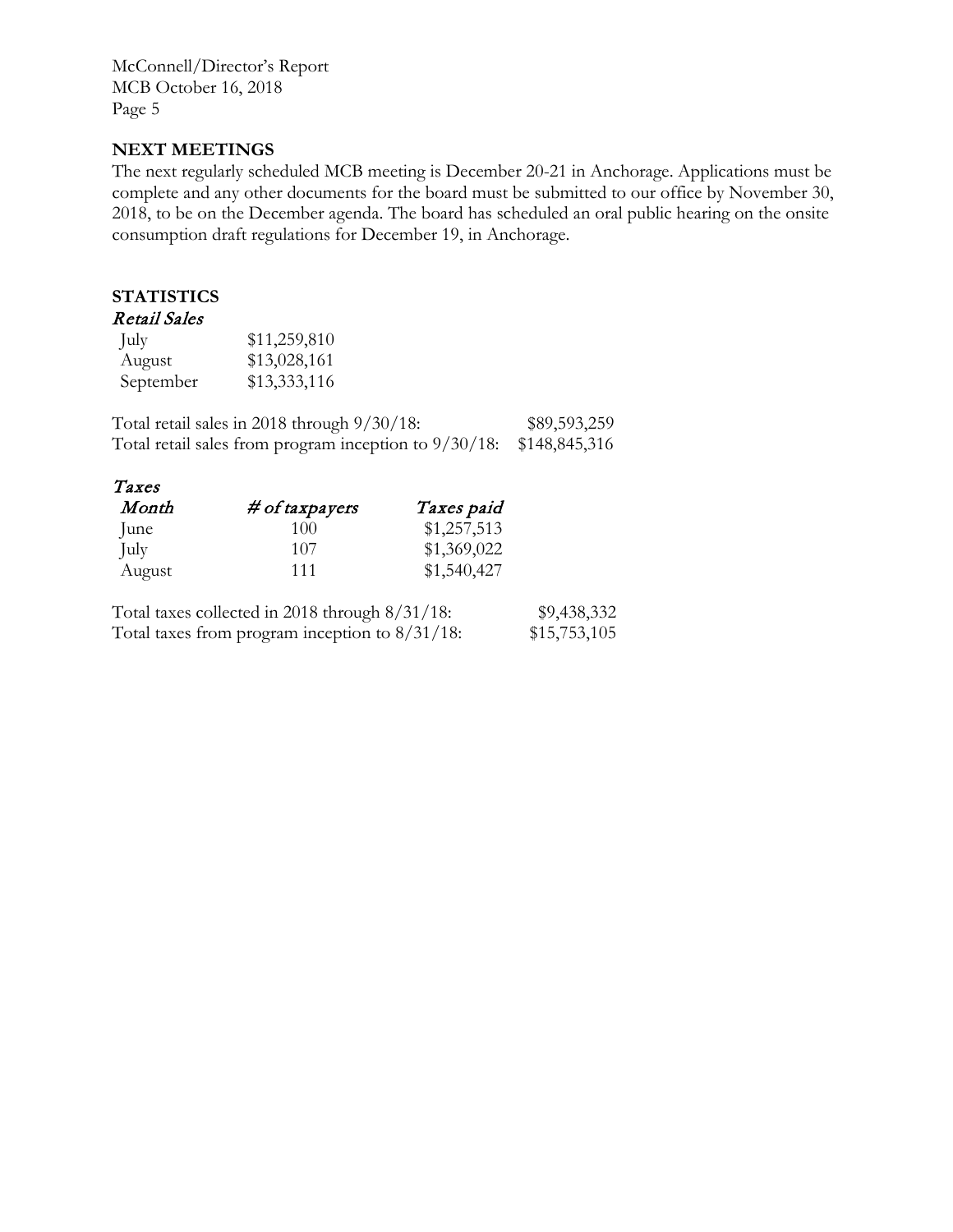## NEXT MEETINGS

The next regularly scheduled MCB meeting is December 20-21 in Anchorage. Applications must be complete and any other documents for the board must be submitted to our office by November 30, 2018, to be on the December agenda. The board has scheduled an oral public hearing on the onsite consumption draft regulations for December 19, in Anchorage.

## STATISTICS

### *Retail Sales*

| | |
|---|---|
| July | $11,259,810 |
| August | $13,028,161 |
| September | $13,333,116 |

| | |
|---|---|
| Total retail sales in 2018 through 9/30/18: | $89,593,259 |
| Total retail sales from program inception to 9/30/18: | $148,845,316 |

### *Taxes*

| *Month* | *# of taxpayers* | *Taxes paid* |
|---|---|---|
| June | 100 | $1,257,513 |
| July | 107 | $1,369,022 |
| August | 111 | $1,540,427 |

| | |
|---|---|
| Total taxes collected in 2018 through 8/31/18: | $9,438,332 |
| Total taxes from program inception to 8/31/18: | $15,753,105 |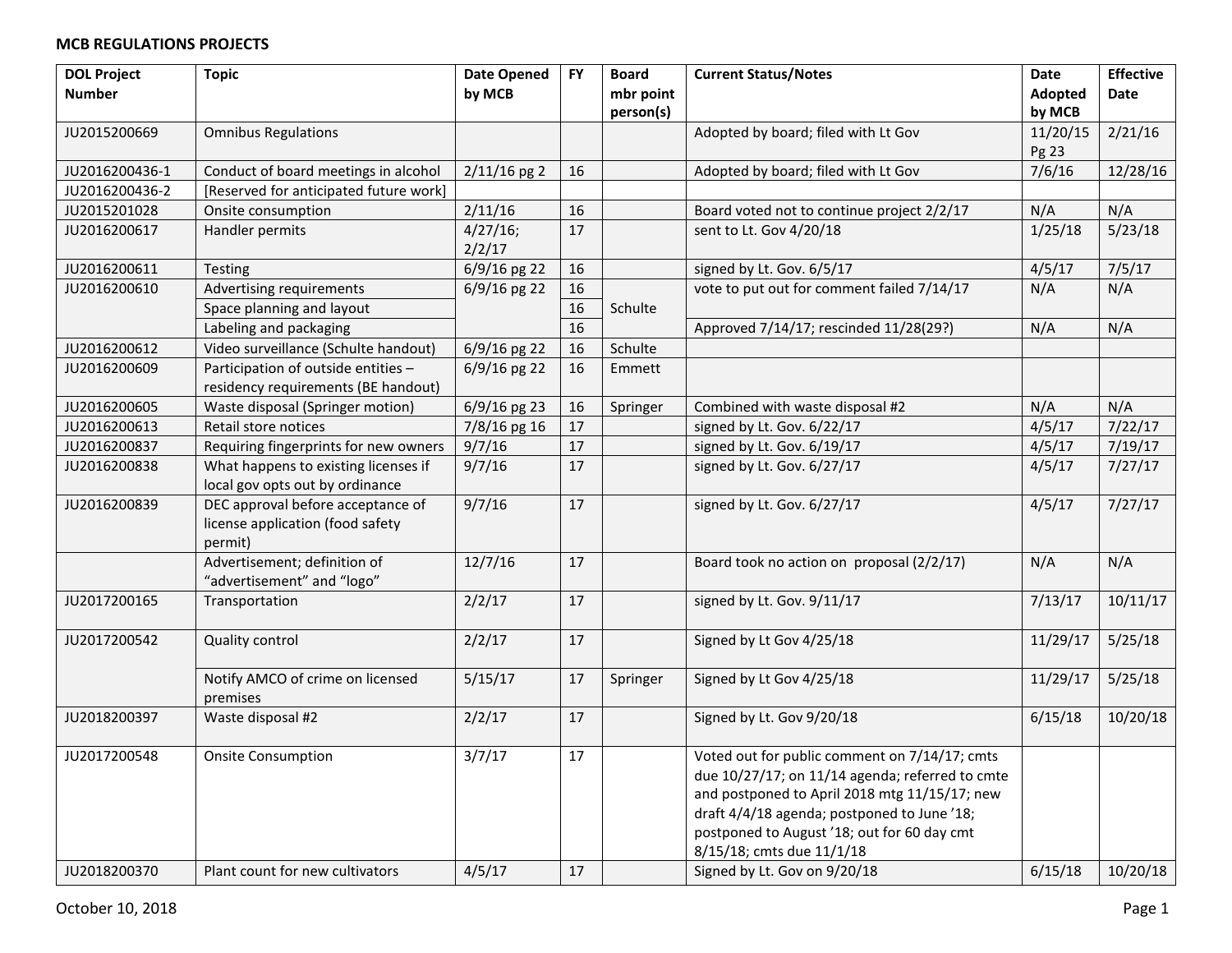## MCB REGULATIONS PROJECTS

| DOL Project Number | Topic | Date Opened by MCB | FY | Board mbr point person(s) | Current Status/Notes | Date Adopted by MCB | Effective Date |
|---|---|---|---|---|---|---|---|
| JU2015200669 | Omnibus Regulations | | | | Adopted by board; filed with Lt Gov | 11/20/15 Pg 23 | 2/21/16 |
| JU2016200436-1 | Conduct of board meetings in alcohol | 2/11/16 pg 2 | 16 | | Adopted by board; filed with Lt Gov | 7/6/16 | 12/28/16 |
| JU2016200436-2 | [Reserved for anticipated future work] | | | | | | |
| JU2015201028 | Onsite consumption | 2/11/16 | 16 | | Board voted not to continue project 2/2/17 | N/A | N/A |
| JU2016200617 | Handler permits | 4/27/16; 2/2/17 | 17 | | sent to Lt. Gov 4/20/18 | 1/25/18 | 5/23/18 |
| JU2016200611 | Testing | 6/9/16 pg 22 | 16 | | signed by Lt. Gov. 6/5/17 | 4/5/17 | 7/5/17 |
| JU2016200610 | Advertising requirements | 6/9/16 pg 22 | 16 | Schulte | vote to put out for comment failed 7/14/17 | N/A | N/A |
| | Space planning and layout | | 16 | | | | |
| | Labeling and packaging | | 16 | | Approved 7/14/17; rescinded 11/28(29?) | N/A | N/A |
| JU2016200612 | Video surveillance (Schulte handout) | 6/9/16 pg 22 | 16 | Schulte | | | |
| JU2016200609 | Participation of outside entities – residency requirements (BE handout) | 6/9/16 pg 22 | 16 | Emmett | | | |
| JU2016200605 | Waste disposal (Springer motion) | 6/9/16 pg 23 | 16 | Springer | Combined with waste disposal #2 | N/A | N/A |
| JU2016200613 | Retail store notices | 7/8/16 pg 16 | 17 | | signed by Lt. Gov. 6/22/17 | 4/5/17 | 7/22/17 |
| JU2016200837 | Requiring fingerprints for new owners | 9/7/16 | 17 | | signed by Lt. Gov. 6/19/17 | 4/5/17 | 7/19/17 |
| JU2016200838 | What happens to existing licenses if local gov opts out by ordinance | 9/7/16 | 17 | | signed by Lt. Gov. 6/27/17 | 4/5/17 | 7/27/17 |
| JU2016200839 | DEC approval before acceptance of license application (food safety permit) | 9/7/16 | 17 | | signed by Lt. Gov. 6/27/17 | 4/5/17 | 7/27/17 |
| | Advertisement; definition of "advertisement" and "logo" | 12/7/16 | 17 | | Board took no action on proposal (2/2/17) | N/A | N/A |
| JU2017200165 | Transportation | 2/2/17 | 17 | | signed by Lt. Gov. 9/11/17 | 7/13/17 | 10/11/17 |
| JU2017200542 | Quality control | 2/2/17 | 17 | | Signed by Lt Gov 4/25/18 | 11/29/17 | 5/25/18 |
| | Notify AMCO of crime on licensed premises | 5/15/17 | 17 | Springer | Signed by Lt Gov 4/25/18 | 11/29/17 | 5/25/18 |
| JU2018200397 | Waste disposal #2 | 2/2/17 | 17 | | Signed by Lt. Gov 9/20/18 | 6/15/18 | 10/20/18 |
| JU2017200548 | Onsite Consumption | 3/7/17 | 17 | | Voted out for public comment on 7/14/17; cmts due 10/27/17; on 11/14 agenda; referred to cmte and postponed to April 2018 mtg 11/15/17; new draft 4/4/18 agenda; postponed to June '18; postponed to August '18; out for 60 day cmt 8/15/18; cmts due 11/1/18 | | |
| JU2018200370 | Plant count for new cultivators | 4/5/17 | 17 | | Signed by Lt. Gov on 9/20/18 | 6/15/18 | 10/20/18 |

October 10, 2018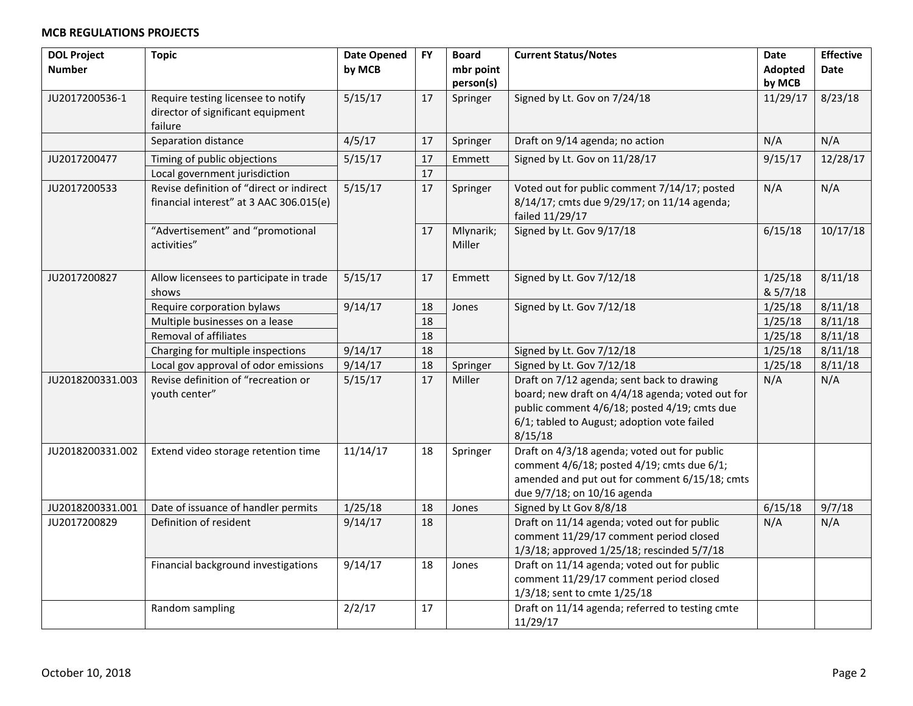**MCB REGULATIONS PROJECTS**

| DOL Project Number | Topic | Date Opened by MCB | FY | Board mbr point person(s) | Current Status/Notes | Date Adopted by MCB | Effective Date |
|---|---|---|---|---|---|---|---|
| JU2017200536-1 | Require testing licensee to notify director of significant equipment failure | 5/15/17 | 17 | Springer | Signed by Lt. Gov on 7/24/18 | 11/29/17 | 8/23/18 |
| | Separation distance | 4/5/17 | 17 | Springer | Draft on 9/14 agenda; no action | N/A | N/A |
| JU2017200477 | Timing of public objections | 5/15/17 | 17 | Emmett | Signed by Lt. Gov on 11/28/17 | 9/15/17 | 12/28/17 |
| | Local government jurisdiction | | 17 | | | | |
| JU2017200533 | Revise definition of "direct or indirect financial interest" at 3 AAC 306.015(e) | 5/15/17 | 17 | Springer | Voted out for public comment 7/14/17; posted 8/14/17; cmts due 9/29/17; on 11/14 agenda; failed 11/29/17 | N/A | N/A |
| | "Advertisement" and "promotional activities" | | 17 | Mlynarik; Miller | Signed by Lt. Gov 9/17/18 | 6/15/18 | 10/17/18 |
| JU2017200827 | Allow licensees to participate in trade shows | 5/15/17 | 17 | Emmett | Signed by Lt. Gov 7/12/18 | 1/25/18 & 5/7/18 | 8/11/18 |
| | Require corporation bylaws | 9/14/17 | 18 | Jones | Signed by Lt. Gov 7/12/18 | 1/25/18 | 8/11/18 |
| | Multiple businesses on a lease | | 18 | | | 1/25/18 | 8/11/18 |
| | Removal of affiliates | | 18 | | | 1/25/18 | 8/11/18 |
| | Charging for multiple inspections | 9/14/17 | 18 | | Signed by Lt. Gov 7/12/18 | 1/25/18 | 8/11/18 |
| | Local gov approval of odor emissions | 9/14/17 | 18 | Springer | Signed by Lt. Gov 7/12/18 | 1/25/18 | 8/11/18 |
| JU2018200331.003 | Revise definition of "recreation or youth center" | 5/15/17 | 17 | Miller | Draft on 7/12 agenda; sent back to drawing board; new draft on 4/4/18 agenda; voted out for public comment 4/6/18; posted 4/19; cmts due 6/1; tabled to August; adoption vote failed 8/15/18 | N/A | N/A |
| JU2018200331.002 | Extend video storage retention time | 11/14/17 | 18 | Springer | Draft on 4/3/18 agenda; voted out for public comment 4/6/18; posted 4/19; cmts due 6/1; amended and put out for comment 6/15/18; cmts due 9/7/18; on 10/16 agenda | | |
| JU2018200331.001 | Date of issuance of handler permits | 1/25/18 | 18 | Jones | Signed by Lt Gov 8/8/18 | 6/15/18 | 9/7/18 |
| JU2017200829 | Definition of resident | 9/14/17 | 18 | | Draft on 11/14 agenda; voted out for public comment 11/29/17 comment period closed 1/3/18; approved 1/25/18; rescinded 5/7/18 | N/A | N/A |
| | Financial background investigations | 9/14/17 | 18 | Jones | Draft on 11/14 agenda; voted out for public comment 11/29/17 comment period closed 1/3/18; sent to cmte 1/25/18 | | |
| | Random sampling | 2/2/17 | 17 | | Draft on 11/14 agenda; referred to testing cmte 11/29/17 | | |

October 10, 2018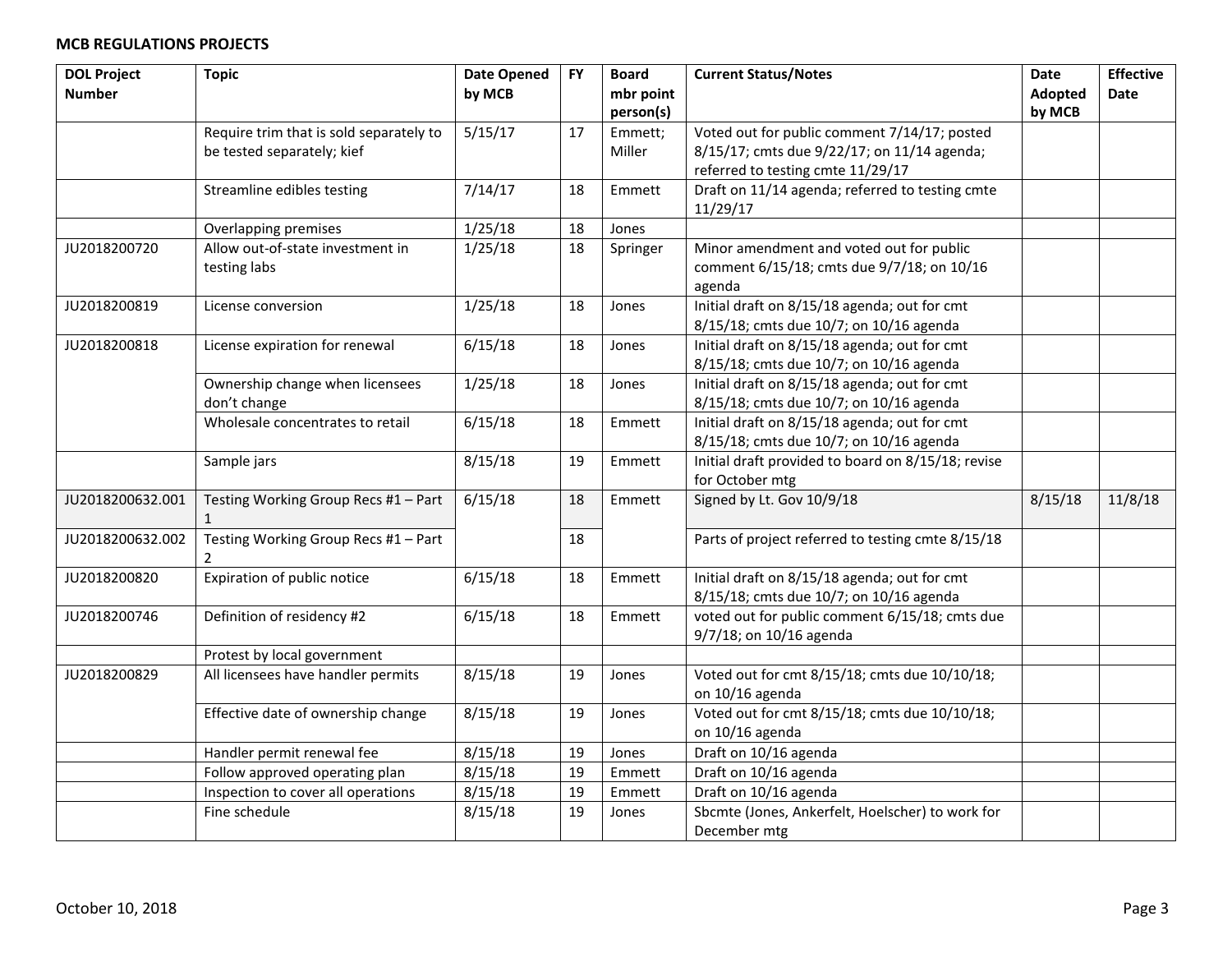**MCB REGULATIONS PROJECTS**

| DOL Project Number | Topic | Date Opened by MCB | FY | Board mbr point person(s) | Current Status/Notes | Date Adopted by MCB | Effective Date |
|---|---|---|---|---|---|---|---|
| | Require trim that is sold separately to be tested separately; kief | 5/15/17 | 17 | Emmett; Miller | Voted out for public comment 7/14/17; posted 8/15/17; cmts due 9/22/17; on 11/14 agenda; referred to testing cmte 11/29/17 | | |
| | Streamline edibles testing | 7/14/17 | 18 | Emmett | Draft on 11/14 agenda; referred to testing cmte 11/29/17 | | |
| | Overlapping premises | 1/25/18 | 18 | Jones | | | |
| JU2018200720 | Allow out-of-state investment in testing labs | 1/25/18 | 18 | Springer | Minor amendment and voted out for public comment 6/15/18; cmts due 9/7/18; on 10/16 agenda | | |
| JU2018200819 | License conversion | 1/25/18 | 18 | Jones | Initial draft on 8/15/18 agenda; out for cmt 8/15/18; cmts due 10/7; on 10/16 agenda | | |
| JU2018200818 | License expiration for renewal | 6/15/18 | 18 | Jones | Initial draft on 8/15/18 agenda; out for cmt 8/15/18; cmts due 10/7; on 10/16 agenda | | |
| | Ownership change when licensees don't change | 1/25/18 | 18 | Jones | Initial draft on 8/15/18 agenda; out for cmt 8/15/18; cmts due 10/7; on 10/16 agenda | | |
| | Wholesale concentrates to retail | 6/15/18 | 18 | Emmett | Initial draft on 8/15/18 agenda; out for cmt 8/15/18; cmts due 10/7; on 10/16 agenda | | |
| | Sample jars | 8/15/18 | 19 | Emmett | Initial draft provided to board on 8/15/18; revise for October mtg | | |
| JU2018200632.001 | Testing Working Group Recs #1 – Part 1 | 6/15/18 | 18 | Emmett | Signed by Lt. Gov 10/9/18 | 8/15/18 | 11/8/18 |
| JU2018200632.002 | Testing Working Group Recs #1 – Part 2 | | 18 | | Parts of project referred to testing cmte 8/15/18 | | |
| JU2018200820 | Expiration of public notice | 6/15/18 | 18 | Emmett | Initial draft on 8/15/18 agenda; out for cmt 8/15/18; cmts due 10/7; on 10/16 agenda | | |
| JU2018200746 | Definition of residency #2 | 6/15/18 | 18 | Emmett | voted out for public comment 6/15/18; cmts due 9/7/18; on 10/16 agenda | | |
| | Protest by local government | | | | | | |
| JU2018200829 | All licensees have handler permits | 8/15/18 | 19 | Jones | Voted out for cmt 8/15/18; cmts due 10/10/18; on 10/16 agenda | | |
| | Effective date of ownership change | 8/15/18 | 19 | Jones | Voted out for cmt 8/15/18; cmts due 10/10/18; on 10/16 agenda | | |
| | Handler permit renewal fee | 8/15/18 | 19 | Jones | Draft on 10/16 agenda | | |
| | Follow approved operating plan | 8/15/18 | 19 | Emmett | Draft on 10/16 agenda | | |
| | Inspection to cover all operations | 8/15/18 | 19 | Emmett | Draft on 10/16 agenda | | |
| | Fine schedule | 8/15/18 | 19 | Jones | Sbcmte (Jones, Ankerfelt, Hoelscher) to work for December mtg | | |

October 10, 2018